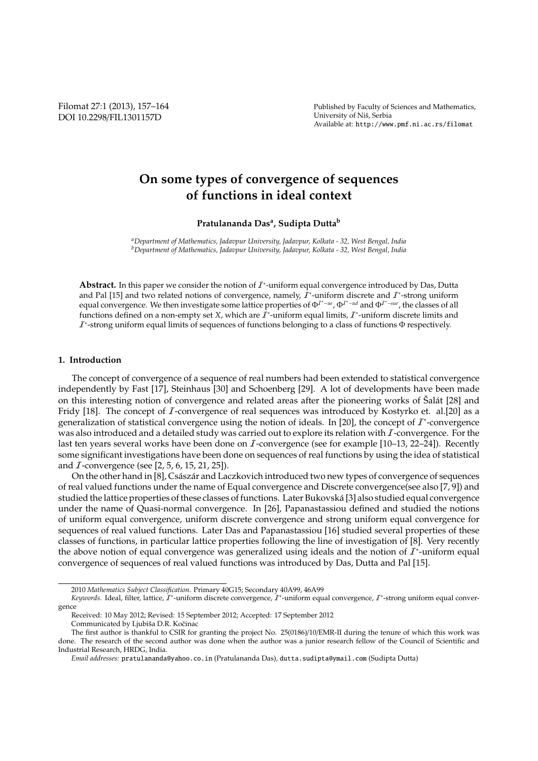# On some types of convergence of sequences of functions in ideal context

**Pratulananda Das[a], Sudipta Dutta[b]**

[a]*Department of Mathematics, Jadavpur University, Jadavpur, Kolkata - 32, West Bengal, India*
[b]*Department of Mathematics, Jadavpur University, Jadavpur, Kolkata - 32, West Bengal, India*

**Abstract.** In this paper we consider the notion of $\mathcal{I}^*$-uniform equal convergence introduced by Das, Dutta and Pal [15] and two related notions of convergence, namely, $\mathcal{I}^*$-uniform discrete and $\mathcal{I}^*$-strong uniform equal convergence. We then investigate some lattice properties of $\Phi^{\mathcal{I}^*-ue}$, $\Phi^{\mathcal{I}^*-ud}$ and $\Phi^{\mathcal{I}^*-sue}$, the classes of all functions defined on a non-empty set $X$, which are $\mathcal{I}^*$-uniform equal limits, $\mathcal{I}^*$-uniform discrete limits and $\mathcal{I}^*$-strong uniform equal limits of sequences of functions belonging to a class of functions $\Phi$ respectively.

## 1. Introduction

The concept of convergence of a sequence of real numbers had been extended to statistical convergence independently by Fast [17], Steinhaus [30] and Schoenberg [29]. A lot of developments have been made on this interesting notion of convergence and related areas after the pioneering works of Šalát [28] and Fridy [18]. The concept of $\mathcal{I}$-convergence of real sequences was introduced by Kostyrko et. al.[20] as a generalization of statistical convergence using the notion of ideals. In [20], the concept of $\mathcal{I}^*$-convergence was also introduced and a detailed study was carried out to explore its relation with $\mathcal{I}$-convergence. For the last ten years several works have been done on $\mathcal{I}$-convergence (see for example [10–13, 22–24]). Recently some significant investigations have been done on sequences of real functions by using the idea of statistical and $\mathcal{I}$-convergence (see [2, 5, 6, 15, 21, 25]).

On the other hand in [8], Császár and Laczkovich introduced two new types of convergence of sequences of real valued functions under the name of Equal convergence and Discrete convergence(see also [7, 9]) and studied the lattice properties of these classes of functions. Later Bukovská [3] also studied equal convergence under the name of Quasi-normal convergence. In [26], Papanastassiou defined and studied the notions of uniform equal convergence, uniform discrete convergence and strong uniform equal convergence for sequences of real valued functions. Later Das and Papanastassiou [16] studied several properties of these classes of functions, in particular lattice properties following the line of investigation of [8]. Very recently the above notion of equal convergence was generalized using ideals and the notion of $\mathcal{I}^*$-uniform equal convergence of sequences of real valued functions was introduced by Das, Dutta and Pal [15].

---

2010 *Mathematics Subject Classification*. Primary 40G15; Secondary 40A99, 46A99

*Keywords*. Ideal, filter, lattice, $\mathcal{I}^*$-uniform discrete convergence, $\mathcal{I}^*$-uniform equal convergence, $\mathcal{I}^*$-strong uniform equal convergence

Received: 10 May 2012; Revised: 15 September 2012; Accepted: 17 September 2012

Communicated by Ljubiša D.R. Kočinac

The first author is thankful to CSIR for granting the project No. 25(0186)/10/EMR-II during the tenure of which this work was done. The research of the second author was done when the author was a junior research fellow of the Council of Scientific and Industrial Research, HRDG, India.

*Email addresses:* pratulananda@yahoo.co.in (Pratulananda Das), dutta.sudipta@ymail.com (Sudipta Dutta)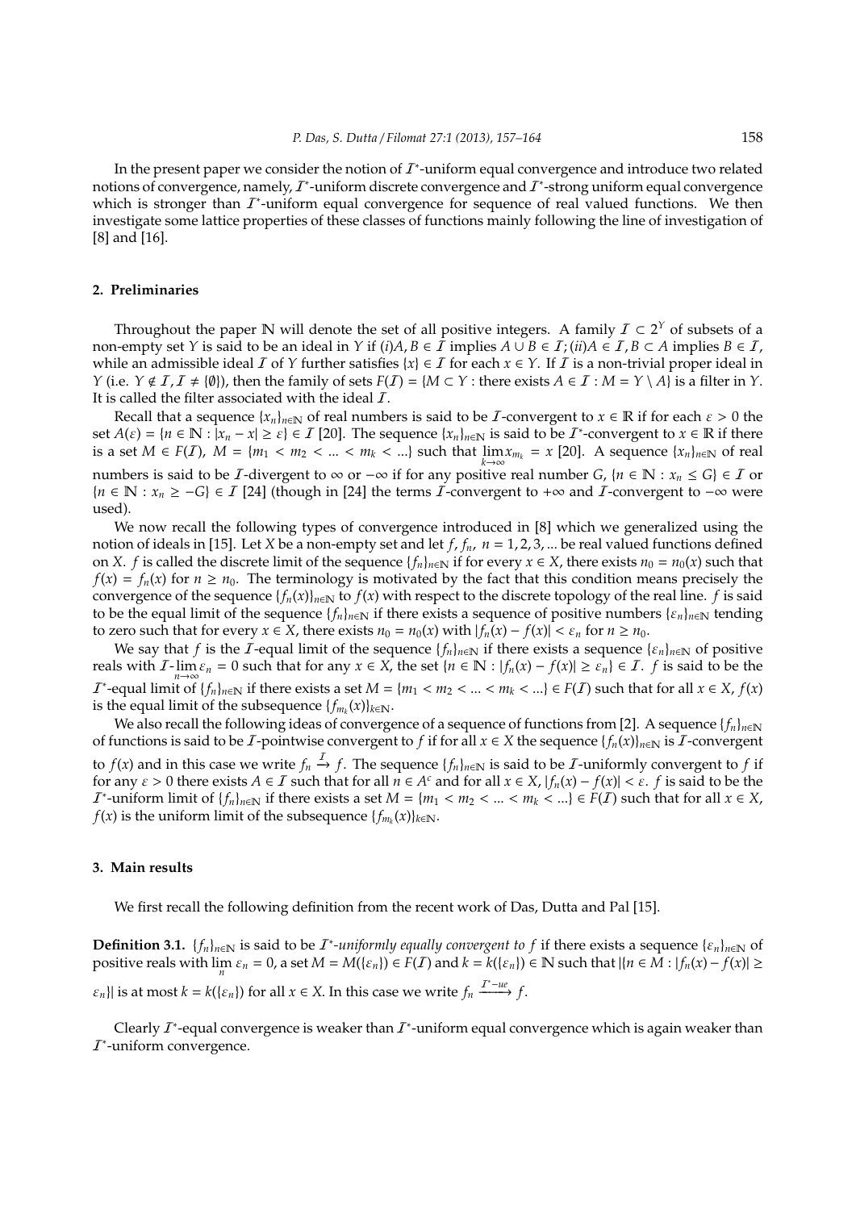In the present paper we consider the notion of $\mathcal{I}^*$-uniform equal convergence and introduce two related notions of convergence, namely, $\mathcal{I}^*$-uniform discrete convergence and $\mathcal{I}^*$-strong uniform equal convergence which is stronger than $\mathcal{I}^*$-uniform equal convergence for sequence of real valued functions. We then investigate some lattice properties of these classes of functions mainly following the line of investigation of [8] and [16].

## 2. Preliminaries

Throughout the paper $\mathbb{N}$ will denote the set of all positive integers. A family $\mathcal{I} \subset 2^Y$ of subsets of a non-empty set $Y$ is said to be an ideal in $Y$ if $(i) A, B \in \mathcal{I}$ implies $A \cup B \in \mathcal{I}$; $(ii) A \in \mathcal{I}, B \subset A$ implies $B \in \mathcal{I}$, while an admissible ideal $\mathcal{I}$ of $Y$ further satisfies $\{x\} \in \mathcal{I}$ for each $x \in Y$. If $\mathcal{I}$ is a non-trivial proper ideal in $Y$ (i.e. $Y \notin \mathcal{I}, \mathcal{I} \neq \{\emptyset\}$), then the family of sets $F(\mathcal{I}) = \{M \subset Y : \text{there exists } A \in \mathcal{I} : M = Y \setminus A\}$ is a filter in $Y$. It is called the filter associated with the ideal $\mathcal{I}$.

Recall that a sequence $\{x_n\}_{n\in\mathbb{N}}$ of real numbers is said to be $\mathcal{I}$-convergent to $x \in \mathbb{R}$ if for each $\varepsilon > 0$ the set $A(\varepsilon) = \{n \in \mathbb{N} : |x_n - x| \geq \varepsilon\} \in \mathcal{I}$ [20]. The sequence $\{x_n\}_{n\in\mathbb{N}}$ is said to be $\mathcal{I}^*$-convergent to $x \in \mathbb{R}$ if there is a set $M \in F(\mathcal{I})$, $M = \{m_1 < m_2 < ... < m_k < ...\}$ such that $\lim_{k\to\infty} x_{m_k} = x$ [20]. A sequence $\{x_n\}_{n\in\mathbb{N}}$ of real numbers is said to be $\mathcal{I}$-divergent to $\infty$ or $-\infty$ if for any positive real number $G$, $\{n \in \mathbb{N} : x_n \leq G\} \in \mathcal{I}$ or $\{n \in \mathbb{N} : x_n \geq -G\} \in \mathcal{I}$ [24] (though in [24] the terms $\mathcal{I}$-convergent to $+\infty$ and $\mathcal{I}$-convergent to $-\infty$ were used).

We now recall the following types of convergence introduced in [8] which we generalized using the notion of ideals in [15]. Let $X$ be a non-empty set and let $f, f_n$, $n = 1, 2, 3, ...$ be real valued functions defined on $X$. $f$ is called the discrete limit of the sequence $\{f_n\}_{n\in\mathbb{N}}$ if for every $x \in X$, there exists $n_0 = n_0(x)$ such that $f(x) = f_n(x)$ for $n \geq n_0$. The terminology is motivated by the fact that this condition means precisely the convergence of the sequence $\{f_n(x)\}_{n\in\mathbb{N}}$ to $f(x)$ with respect to the discrete topology of the real line. $f$ is said to be the equal limit of the sequence $\{f_n\}_{n\in\mathbb{N}}$ if there exists a sequence of positive numbers $\{\varepsilon_n\}_{n\in\mathbb{N}}$ tending to zero such that for every $x \in X$, there exists $n_0 = n_0(x)$ with $|f_n(x) - f(x)| < \varepsilon_n$ for $n \geq n_0$.

We say that $f$ is the $\mathcal{I}$-equal limit of the sequence $\{f_n\}_{n\in\mathbb{N}}$ if there exists a sequence $\{\varepsilon_n\}_{n\in\mathbb{N}}$ of positive reals with $\mathcal{I}\text{-}\lim_{n\to\infty} \varepsilon_n = 0$ such that for any $x \in X$, the set $\{n \in \mathbb{N} : |f_n(x) - f(x)| \geq \varepsilon_n\} \in \mathcal{I}$. $f$ is said to be the $\mathcal{I}^*$-equal limit of $\{f_n\}_{n\in\mathbb{N}}$ if there exists a set $M = \{m_1 < m_2 < ... < m_k < ...\} \in F(\mathcal{I})$ such that for all $x \in X$, $f(x)$ is the equal limit of the subsequence $\{f_{m_k}(x)\}_{k\in\mathbb{N}}$.

We also recall the following ideas of convergence of a sequence of functions from [2]. A sequence $\{f_n\}_{n\in\mathbb{N}}$ of functions is said to be $\mathcal{I}$-pointwise convergent to $f$ if for all $x \in X$ the sequence $\{f_n(x)\}_{n\in\mathbb{N}}$ is $\mathcal{I}$-convergent to $f(x)$ and in this case we write $f_n \xrightarrow{\mathcal{I}} f$. The sequence $\{f_n\}_{n\in\mathbb{N}}$ is said to be $\mathcal{I}$-uniformly convergent to $f$ if for any $\varepsilon > 0$ there exists $A \in \mathcal{I}$ such that for all $n \in A^c$ and for all $x \in X$, $|f_n(x) - f(x)| < \varepsilon$. $f$ is said to be the $\mathcal{I}^*$-uniform limit of $\{f_n\}_{n\in\mathbb{N}}$ if there exists a set $M = \{m_1 < m_2 < ... < m_k < ...\} \in F(\mathcal{I})$ such that for all $x \in X$, $f(x)$ is the uniform limit of the subsequence $\{f_{m_k}(x)\}_{k\in\mathbb{N}}$.

## 3. Main results

We first recall the following definition from the recent work of Das, Dutta and Pal [15].

**Definition 3.1.** $\{f_n\}_{n\in\mathbb{N}}$ is said to be *$\mathcal{I}^*$-uniformly equally convergent to* $f$ if there exists a sequence $\{\varepsilon_n\}_{n\in\mathbb{N}}$ of positive reals with $\lim_n \varepsilon_n = 0$, a set $M = M(\{\varepsilon_n\}) \in F(\mathcal{I})$ and $k = k(\{\varepsilon_n\}) \in \mathbb{N}$ such that $|\{n \in M : |f_n(x) - f(x)| \geq \varepsilon_n\}|$ is at most $k = k(\{\varepsilon_n\})$ for all $x \in X$. In this case we write $f_n \xrightarrow{\mathcal{I}^*-ue} f$.

Clearly $\mathcal{I}^*$-equal convergence is weaker than $\mathcal{I}^*$-uniform equal convergence which is again weaker than $\mathcal{I}^*$-uniform convergence.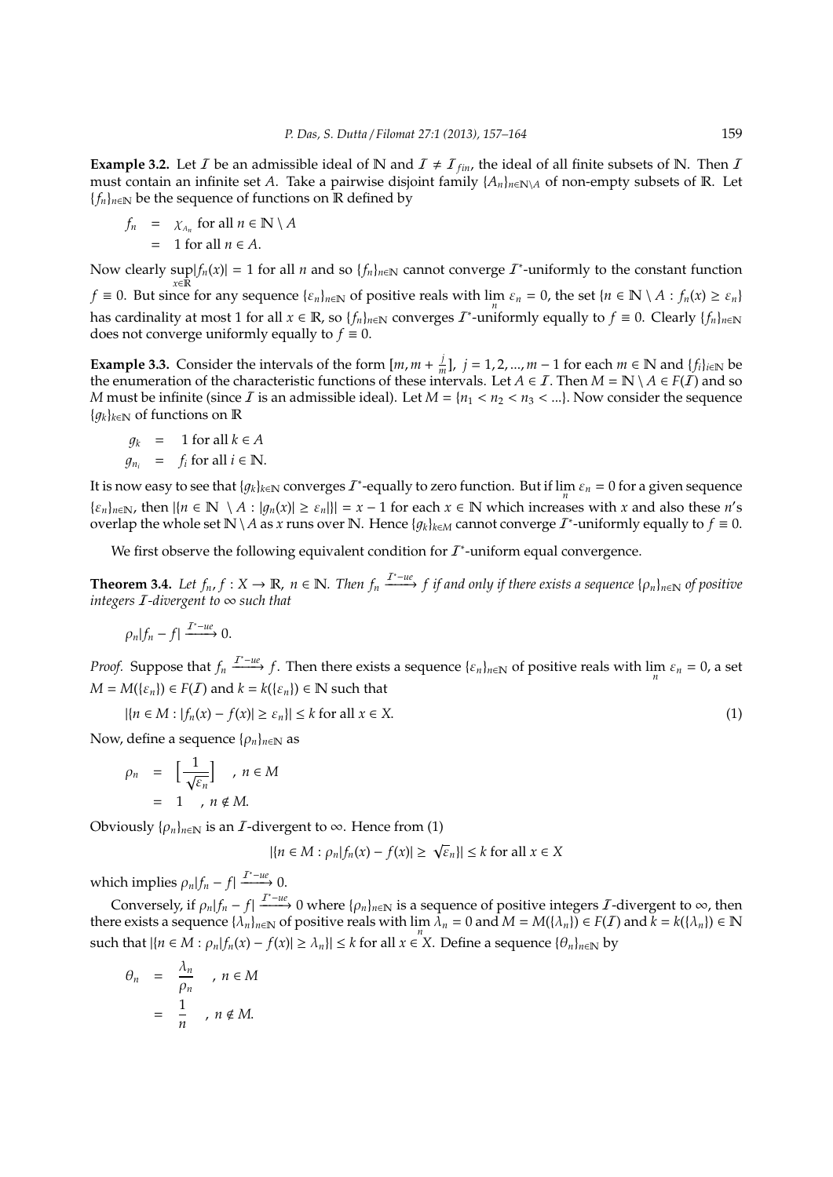**Example 3.2.** Let $\mathcal{I}$ be an admissible ideal of $\mathbb{N}$ and $\mathcal{I} \neq \mathcal{I}_{fin}$, the ideal of all finite subsets of $\mathbb{N}$. Then $\mathcal{I}$ must contain an infinite set $A$. Take a pairwise disjoint family $\{A_n\}_{n\in\mathbb{N}\setminus A}$ of non-empty subsets of $\mathbb{R}$. Let $\{f_n\}_{n\in\mathbb{N}}$ be the sequence of functions on $\mathbb{R}$ defined by

$$
\begin{aligned}
f_n &= \chi_{A_n} \text{ for all } n \in \mathbb{N} \setminus A \\
&= 1 \text{ for all } n \in A.
\end{aligned}
$$

Now clearly $\sup\limits_{x\in\mathbb{R}}|f_n(x)| = 1$ for all $n$ and so $\{f_n\}_{n\in\mathbb{N}}$ cannot converge $\mathcal{I}^*$-uniformly to the constant function $f \equiv 0$. But since for any sequence $\{\varepsilon_n\}_{n\in\mathbb{N}}$ of positive reals with $\lim\limits_n \varepsilon_n = 0$, the set $\{n \in \mathbb{N} \setminus A : f_n(x) \geq \varepsilon_n\}$ has cardinality at most 1 for all $x \in \mathbb{R}$, so $\{f_n\}_{n\in\mathbb{N}}$ converges $\mathcal{I}^*$-uniformly equally to $f \equiv 0$. Clearly $\{f_n\}_{n\in\mathbb{N}}$ does not converge uniformly equally to $f \equiv 0$.

**Example 3.3.** Consider the intervals of the form $[m, m + \frac{j}{m}],\ j = 1, 2, ..., m-1$ for each $m \in \mathbb{N}$ and $\{f_i\}_{i\in\mathbb{N}}$ be the enumeration of the characteristic functions of these intervals. Let $A \in \mathcal{I}$. Then $M = \mathbb{N} \setminus A \in F(\mathcal{I})$ and so $M$ must be infinite (since $\mathcal{I}$ is an admissible ideal). Let $M = \{n_1 < n_2 < n_3 < ...\}$. Now consider the sequence $\{g_k\}_{k\in\mathbb{N}}$ of functions on $\mathbb{R}$

$$
\begin{aligned}
g_k &= 1 \text{ for all } k \in A \\
g_{n_i} &= f_i \text{ for all } i \in \mathbb{N}.
\end{aligned}
$$

It is now easy to see that $\{g_k\}_{k\in\mathbb{N}}$ converges $\mathcal{I}^*$-equally to zero function. But if $\lim\limits_n \varepsilon_n = 0$ for a given sequence $\{\varepsilon_n\}_{n\in\mathbb{N}}$, then $|\{n \in \mathbb{N} \setminus A : |g_n(x)| \geq \varepsilon_n\}| = x - 1$ for each $x \in \mathbb{N}$ which increases with $x$ and also these $n$'s overlap the whole set $\mathbb{N} \setminus A$ as $x$ runs over $\mathbb{N}$. Hence $\{g_k\}_{k\in M}$ cannot converge $\mathcal{I}^*$-uniformly equally to $f \equiv 0$.

We first observe the following equivalent condition for $\mathcal{I}^*$-uniform equal convergence.

**Theorem 3.4.** *Let $f_n, f : X \to \mathbb{R}$, $n \in \mathbb{N}$. Then $f_n \xrightarrow{\mathcal{I}^*-ue} f$ if and only if there exists a sequence $\{\rho_n\}_{n\in\mathbb{N}}$ of positive integers $\mathcal{I}$-divergent to $\infty$ such that*

$$\rho_n|f_n - f| \xrightarrow{\mathcal{I}^*-ue} 0.$$

*Proof.* Suppose that $f_n \xrightarrow{\mathcal{I}^*-ue} f$. Then there exists a sequence $\{\varepsilon_n\}_{n\in\mathbb{N}}$ of positive reals with $\lim\limits_n \varepsilon_n = 0$, a set $M = M(\{\varepsilon_n\}) \in F(\mathcal{I})$ and $k = k(\{\varepsilon_n\}) \in \mathbb{N}$ such that

$$|\{n \in M : |f_n(x) - f(x)| \geq \varepsilon_n\}| \leq k \text{ for all } x \in X. \tag{1}$$

Now, define a sequence $\{\rho_n\}_{n\in\mathbb{N}}$ as

$$
\begin{aligned}
\rho_n &= \Big[\frac{1}{\sqrt{\varepsilon_n}}\Big] \quad , n \in M \\
&= 1 \quad , n \notin M.
\end{aligned}
$$

Obviously $\{\rho_n\}_{n\in\mathbb{N}}$ is an $\mathcal{I}$-divergent to $\infty$. Hence from (1)

$$|\{n \in M : \rho_n|f_n(x) - f(x)| \geq \sqrt{\varepsilon_n}\}| \leq k \text{ for all } x \in X$$

which implies $\rho_n|f_n - f| \xrightarrow{\mathcal{I}^*-ue} 0$.

Conversely, if $\rho_n|f_n - f| \xrightarrow{\mathcal{I}^*-ue} 0$ where $\{\rho_n\}_{n\in\mathbb{N}}$ is a sequence of positive integers $\mathcal{I}$-divergent to $\infty$, then there exists a sequence $\{\lambda_n\}_{n\in\mathbb{N}}$ of positive reals with $\lim\limits_n \lambda_n = 0$ and $M = M(\{\lambda_n\}) \in F(\mathcal{I})$ and $k = k(\{\lambda_n\}) \in \mathbb{N}$ such that $|\{n \in M : \rho_n|f_n(x) - f(x)| \geq \lambda_n\}| \leq k$ for all $x \in X$. Define a sequence $\{\theta_n\}_{n\in\mathbb{N}}$ by

$$
\begin{aligned}
\theta_n &= \frac{\lambda_n}{\rho_n} \quad , n \in M \\
&= \frac{1}{n} \quad , n \notin M.
\end{aligned}
$$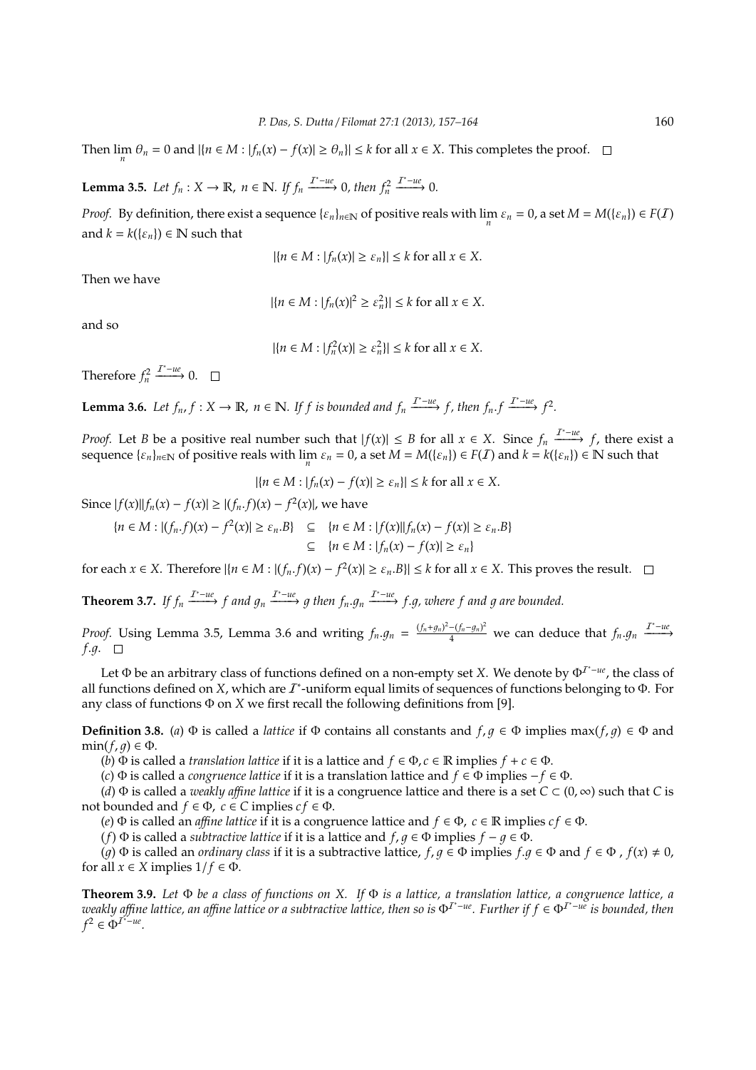Then $\lim_n \theta_n = 0$ and $|\{n \in M : |f_n(x) - f(x)| \geq \theta_n\}| \leq k$ for all $x \in X$. This completes the proof. $\square$

**Lemma 3.5.** *Let $f_n : X \to \mathbb{R}$, $n \in \mathbb{N}$. If $f_n \xrightarrow{\mathcal{I}^*-ue} 0$, then $f_n^2 \xrightarrow{\mathcal{I}^*-ue} 0$.*

*Proof.* By definition, there exist a sequence $\{\varepsilon_n\}_{n\in\mathbb{N}}$ of positive reals with $\lim_n \varepsilon_n = 0$, a set $M = M(\{\varepsilon_n\}) \in F(\mathcal{I})$ and $k = k(\{\varepsilon_n\}) \in \mathbb{N}$ such that

$$|\{n \in M : |f_n(x)| \geq \varepsilon_n\}| \leq k \text{ for all } x \in X.$$

Then we have

$$|\{n \in M : |f_n(x)|^2 \geq \varepsilon_n^2\}| \leq k \text{ for all } x \in X.$$

and so

$$|\{n \in M : |f_n^2(x)| \geq \varepsilon_n^2\}| \leq k \text{ for all } x \in X.$$

Therefore $f_n^2 \xrightarrow{\mathcal{I}^*-ue} 0$. $\square$

**Lemma 3.6.** *Let $f_n, f : X \to \mathbb{R}$, $n \in \mathbb{N}$. If $f$ is bounded and $f_n \xrightarrow{\mathcal{I}^*-ue} f$, then $f_n.f \xrightarrow{\mathcal{I}^*-ue} f^2$.*

*Proof.* Let $B$ be a positive real number such that $|f(x)| \leq B$ for all $x \in X$. Since $f_n \xrightarrow{\mathcal{I}^*-ue} f$, there exist a sequence $\{\varepsilon_n\}_{n\in\mathbb{N}}$ of positive reals with $\lim_n \varepsilon_n = 0$, a set $M = M(\{\varepsilon_n\}) \in F(\mathcal{I})$ and $k = k(\{\varepsilon_n\}) \in \mathbb{N}$ such that

$$|\{n \in M : |f_n(x) - f(x)| \geq \varepsilon_n\}| \leq k \text{ for all } x \in X.$$

Since $|f(x)||f_n(x) - f(x)| \geq |(f_n.f)(x) - f^2(x)|$, we have

$$\begin{aligned}
\{n \in M : |(f_n.f)(x) - f^2(x)| \geq \varepsilon_n.B\} &\subseteq \{n \in M : |f(x)||f_n(x) - f(x)| \geq \varepsilon_n.B\} \\
&\subseteq \{n \in M : |f_n(x) - f(x)| \geq \varepsilon_n\}
\end{aligned}$$

for each $x \in X$. Therefore $|\{n \in M : |(f_n.f)(x) - f^2(x)| \geq \varepsilon_n.B\}| \leq k$ for all $x \in X$. This proves the result. $\square$

**Theorem 3.7.** *If $f_n \xrightarrow{\mathcal{I}^*-ue} f$ and $g_n \xrightarrow{\mathcal{I}^*-ue} g$ then $f_n.g_n \xrightarrow{\mathcal{I}^*-ue} f.g$, where $f$ and $g$ are bounded.*

*Proof.* Using Lemma 3.5, Lemma 3.6 and writing $f_n.g_n = \frac{(f_n+g_n)^2-(f_n-g_n)^2}{4}$ we can deduce that $f_n.g_n \xrightarrow{\mathcal{I}^*-ue} f.g$. $\square$

Let $\Phi$ be an arbitrary class of functions defined on a non-empty set $X$. We denote by $\Phi^{\mathcal{I}^*-ue}$, the class of all functions defined on $X$, which are $\mathcal{I}^*$-uniform equal limits of sequences of functions belonging to $\Phi$. For any class of functions $\Phi$ on $X$ we first recall the following definitions from [9].

**Definition 3.8.** (*a*) $\Phi$ is called a *lattice* if $\Phi$ contains all constants and $f, g \in \Phi$ implies $\max(f, g) \in \Phi$ and $\min(f, g) \in \Phi$.

(*b*) $\Phi$ is called a *translation lattice* if it is a lattice and $f \in \Phi, c \in \mathbb{R}$ implies $f + c \in \Phi$.

(*c*) $\Phi$ is called a *congruence lattice* if it is a translation lattice and $f \in \Phi$ implies $-f \in \Phi$.

(*d*) $\Phi$ is called a *weakly affine lattice* if it is a congruence lattice and there is a set $C \subset (0, \infty)$ such that $C$ is not bounded and $f \in \Phi$, $c \in C$ implies $cf \in \Phi$.

(*e*) $\Phi$ is called an *affine lattice* if it is a congruence lattice and $f \in \Phi$, $c \in \mathbb{R}$ implies $cf \in \Phi$.

(*f*) $\Phi$ is called a *subtractive lattice* if it is a lattice and $f, g \in \Phi$ implies $f - g \in \Phi$.

(*g*) $\Phi$ is called an *ordinary class* if it is a subtractive lattice, $f, g \in \Phi$ implies $f.g \in \Phi$ and $f \in \Phi$ , $f(x) \neq 0$, for all $x \in X$ implies $1/f \in \Phi$.

**Theorem 3.9.** *Let $\Phi$ be a class of functions on $X$. If $\Phi$ is a lattice, a translation lattice, a congruence lattice, a weakly affine lattice, an affine lattice or a subtractive lattice, then so is $\Phi^{\mathcal{I}^*-ue}$. Further if $f \in \Phi^{\mathcal{I}^*-ue}$ is bounded, then $f^2 \in \Phi^{\mathcal{I}^*-ue}$.*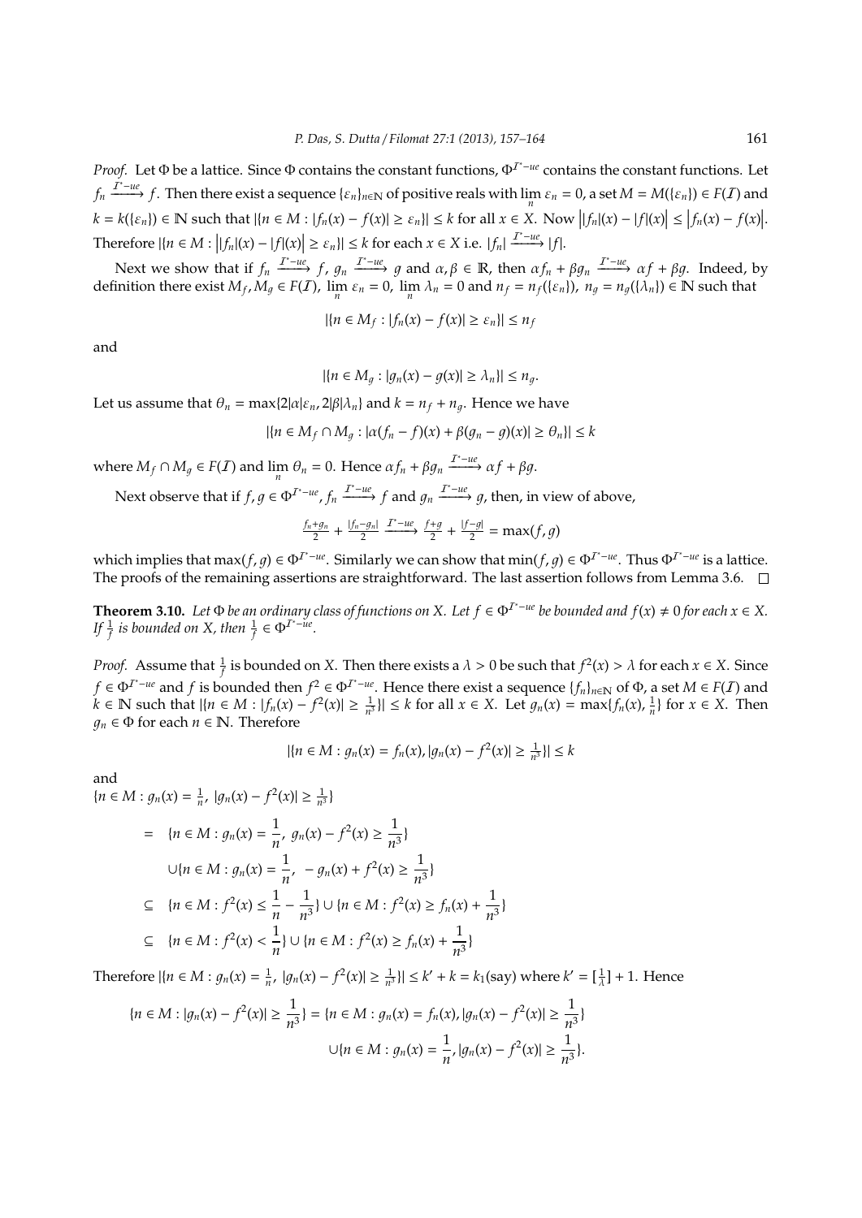*Proof.* Let $\Phi$ be a lattice. Since $\Phi$ contains the constant functions, $\Phi^{\mathcal{I}^*-ue}$ contains the constant functions. Let $f_n \xrightarrow{\mathcal{I}^*-ue} f$. Then there exist a sequence $\{\varepsilon_n\}_{n\in\mathbb{N}}$ of positive reals with $\lim_n \varepsilon_n = 0$, a set $M = M(\{\varepsilon_n\}) \in F(\mathcal{I})$ and $k = k(\{\varepsilon_n\}) \in \mathbb{N}$ such that $|\{n \in M : |f_n(x) - f(x)| \geq \varepsilon_n\}| \leq k$ for all $x \in X$. Now $\big||f_n|(x) - |f|(x)\big| \leq \big|f_n(x) - f(x)\big|$. Therefore $|\{n \in M : \big||f_n|(x) - |f|(x)\big| \geq \varepsilon_n\}| \leq k$ for each $x \in X$ i.e. $|f_n| \xrightarrow{\mathcal{I}^*-ue} |f|$.

Next we show that if $f_n \xrightarrow{\mathcal{I}^*-ue} f$, $g_n \xrightarrow{\mathcal{I}^*-ue} g$ and $\alpha, \beta \in \mathbb{R}$, then $\alpha f_n + \beta g_n \xrightarrow{\mathcal{I}^*-ue} \alpha f + \beta g$. Indeed, by definition there exist $M_f, M_g \in F(\mathcal{I})$, $\lim_n \varepsilon_n = 0$, $\lim_n \lambda_n = 0$ and $n_f = n_f(\{\varepsilon_n\})$, $n_g = n_g(\{\lambda_n\}) \in \mathbb{N}$ such that

$$|\{n \in M_f : |f_n(x) - f(x)| \geq \varepsilon_n\}| \leq n_f$$

and

$$|\{n \in M_g : |g_n(x) - g(x)| \geq \lambda_n\}| \leq n_g.$$

Let us assume that $\theta_n = \max\{2|\alpha|\varepsilon_n, 2|\beta|\lambda_n\}$ and $k = n_f + n_g$. Hence we have

$$|\{n \in M_f \cap M_g : |\alpha(f_n - f)(x) + \beta(g_n - g)(x)| \geq \theta_n\}| \leq k$$

where $M_f \cap M_g \in F(\mathcal{I})$ and $\lim_n \theta_n = 0$. Hence $\alpha f_n + \beta g_n \xrightarrow{\mathcal{I}^*-ue} \alpha f + \beta g$.

Next observe that if $f, g \in \Phi^{\mathcal{I}^*-ue}$, $f_n \xrightarrow{\mathcal{I}^*-ue} f$ and $g_n \xrightarrow{\mathcal{I}^*-ue} g$, then, in view of above,

$$\frac{f_n+g_n}{2} + \frac{|f_n-g_n|}{2} \xrightarrow{\mathcal{I}^*-ue} \frac{f+g}{2} + \frac{|f-g|}{2} = \max(f, g)$$

which implies that $\max(f, g) \in \Phi^{\mathcal{I}^*-ue}$. Similarly we can show that $\min(f, g) \in \Phi^{\mathcal{I}^*-ue}$. Thus $\Phi^{\mathcal{I}^*-ue}$ is a lattice. The proofs of the remaining assertions are straightforward. The last assertion follows from Lemma 3.6. $\square$

**Theorem 3.10.** *Let $\Phi$ be an ordinary class of functions on $X$. Let $f \in \Phi^{\mathcal{I}^*-ue}$ be bounded and $f(x) \neq 0$ for each $x \in X$. If $\frac{1}{f}$ is bounded on $X$, then $\frac{1}{f} \in \Phi^{\mathcal{I}^*-ue}$.*

*Proof.* Assume that $\frac{1}{f}$ is bounded on $X$. Then there exists a $\lambda > 0$ be such that $f^2(x) > \lambda$ for each $x \in X$. Since $f \in \Phi^{\mathcal{I}^*-ue}$ and $f$ is bounded then $f^2 \in \Phi^{\mathcal{I}^*-ue}$. Hence there exist a sequence $\{f_n\}_{n\in\mathbb{N}}$ of $\Phi$, a set $M \in F(\mathcal{I})$ and $k \in \mathbb{N}$ such that $|\{n \in M : |f_n(x) - f^2(x)| \geq \frac{1}{n^3}\}| \leq k$ for all $x \in X$. Let $g_n(x) = \max\{f_n(x), \frac{1}{n}\}$ for $x \in X$. Then $g_n \in \Phi$ for each $n \in \mathbb{N}$. Therefore

$$|\{n \in M : g_n(x) = f_n(x), |g_n(x) - f^2(x)| \geq \tfrac{1}{n^3}\}| \leq k$$

and

$\{n \in M : g_n(x) = \frac{1}{n},\ |g_n(x) - f^2(x)| \geq \frac{1}{n^3}\}$

$$\begin{aligned}
&= \{n \in M : g_n(x) = \frac{1}{n},\ g_n(x) - f^2(x) \geq \frac{1}{n^3}\} \\
&\quad \cup \{n \in M : g_n(x) = \frac{1}{n},\ -g_n(x) + f^2(x) \geq \frac{1}{n^3}\} \\
&\subseteq \{n \in M : f^2(x) \leq \frac{1}{n} - \frac{1}{n^3}\} \cup \{n \in M : f^2(x) \geq f_n(x) + \frac{1}{n^3}\} \\
&\subseteq \{n \in M : f^2(x) < \frac{1}{n}\} \cup \{n \in M : f^2(x) \geq f_n(x) + \frac{1}{n^3}\}
\end{aligned}$$

Therefore $|\{n \in M : g_n(x) = \frac{1}{n},\ |g_n(x) - f^2(x)| \geq \frac{1}{n^3}\}| \leq k' + k = k_1(\text{say})$ where $k' = [\frac{1}{\lambda}] + 1$. Hence

$$\begin{aligned}
\{n \in M : |g_n(x) - f^2(x)| \geq \frac{1}{n^3}\} &= \{n \in M : g_n(x) = f_n(x), |g_n(x) - f^2(x)| \geq \frac{1}{n^3}\} \\
&\quad \cup \{n \in M : g_n(x) = \frac{1}{n}, |g_n(x) - f^2(x)| \geq \frac{1}{n^3}\}.
\end{aligned}$$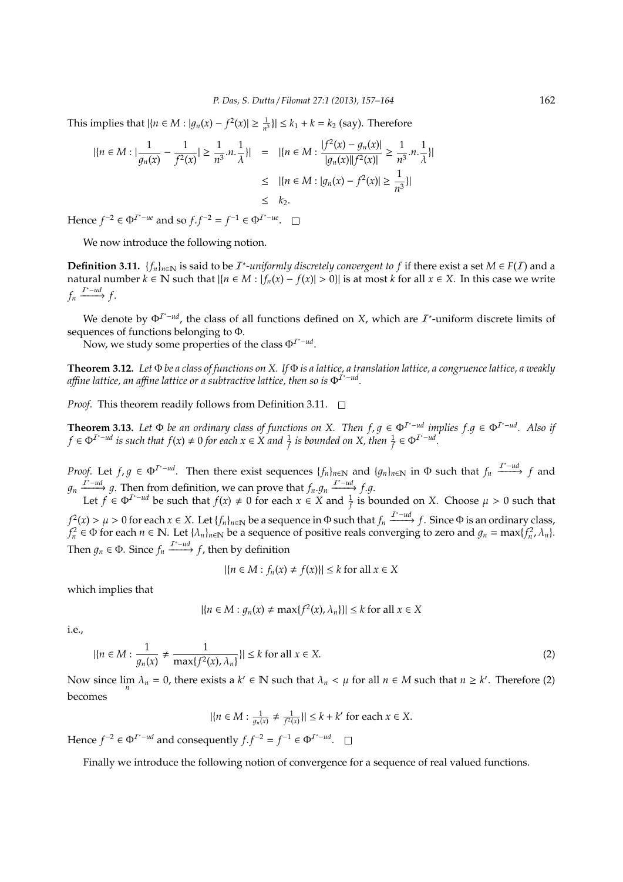This implies that $|\{n \in M : |g_n(x) - f^2(x)| \geq \frac{1}{n^3}\}| \leq k_1 + k = k_2$ (say). Therefore

$$
\begin{aligned}
|\{n \in M : |\frac{1}{g_n(x)} - \frac{1}{f^2(x)}| \geq \frac{1}{n^3}.n.\frac{1}{\lambda}\}| &= |\{n \in M : \frac{|f^2(x) - g_n(x)|}{|g_n(x)||f^2(x)|} \geq \frac{1}{n^3}.n.\frac{1}{\lambda}\}| \\
&\leq |\{n \in M : |g_n(x) - f^2(x)| \geq \frac{1}{n^3}\}| \\
&\leq k_2.
\end{aligned}
$$

Hence $f^{-2} \in \Phi^{\mathcal{I}^*-ue}$ and so $f.f^{-2} = f^{-1} \in \Phi^{\mathcal{I}^*-ue}$. □

We now introduce the following notion.

**Definition 3.11.** *$\{f_n\}_{n\in\mathbb{N}}$ is said to be $\mathcal{I}^*$-uniformly discretely convergent to $f$ if there exist a set $M \in F(\mathcal{I})$ and a natural number $k \in \mathbb{N}$ such that $|\{n \in M : |f_n(x) - f(x)| > 0\}|$ is at most $k$ for all $x \in X$. In this case we write $f_n \xrightarrow{\mathcal{I}^*-ud} f$.*

We denote by $\Phi^{\mathcal{I}^*-ud}$, the class of all functions defined on $X$, which are $\mathcal{I}^*$-uniform discrete limits of sequences of functions belonging to $\Phi$.

Now, we study some properties of the class $\Phi^{\mathcal{I}^*-ud}$.

**Theorem 3.12.** *Let $\Phi$ be a class of functions on $X$. If $\Phi$ is a lattice, a translation lattice, a congruence lattice, a weakly affine lattice, an affine lattice or a subtractive lattice, then so is $\Phi^{\mathcal{I}^*-ud}$.*

*Proof.* This theorem readily follows from Definition 3.11. □

**Theorem 3.13.** *Let $\Phi$ be an ordinary class of functions on $X$. Then $f, g \in \Phi^{\mathcal{I}^*-ud}$ implies $f.g \in \Phi^{\mathcal{I}^*-ud}$. Also if $f \in \Phi^{\mathcal{I}^*-ud}$ is such that $f(x) \neq 0$ for each $x \in X$ and $\frac{1}{f}$ is bounded on $X$, then $\frac{1}{f} \in \Phi^{\mathcal{I}^*-ud}$.*

*Proof.* Let $f, g \in \Phi^{\mathcal{I}^*-ud}$. Then there exist sequences $\{f_n\}_{n\in\mathbb{N}}$ and $\{g_n\}_{n\in\mathbb{N}}$ in $\Phi$ such that $f_n \xrightarrow{\mathcal{I}^*-ud} f$ and $g_n \xrightarrow{\mathcal{I}^*-ud} g$. Then from definition, we can prove that $f_n.g_n \xrightarrow{\mathcal{I}^*-ud} f.g$.

Let $f \in \Phi^{\mathcal{I}^*-ud}$ be such that $f(x) \neq 0$ for each $x \in X$ and $\frac{1}{f}$ is bounded on $X$. Choose $\mu > 0$ such that $f^2(x) > \mu > 0$ for each $x \in X$. Let $\{f_n\}_{n\in\mathbb{N}}$ be a sequence in $\Phi$ such that $f_n \xrightarrow{\mathcal{I}^*-ud} f$. Since $\Phi$ is an ordinary class, $f_n^2 \in \Phi$ for each $n \in \mathbb{N}$. Let $\{\lambda_n\}_{n\in\mathbb{N}}$ be a sequence of positive reals converging to zero and $g_n = \max\{f_n^2, \lambda_n\}$. Then $g_n \in \Phi$. Since $f_n \xrightarrow{\mathcal{I}^*-ud} f$, then by definition

$$|\{n \in M : f_n(x) \neq f(x)\}| \leq k \text{ for all } x \in X$$

which implies that

$$|\{n \in M : g_n(x) \neq \max\{f^2(x), \lambda_n\}\}| \leq k \text{ for all } x \in X$$

i.e.,

$$|\{n \in M : \frac{1}{g_n(x)} \neq \frac{1}{\max\{f^2(x), \lambda_n\}}\}| \leq k \text{ for all } x \in X. \tag{2}$$

Now since $\lim_n \lambda_n = 0$, there exists a $k' \in \mathbb{N}$ such that $\lambda_n < \mu$ for all $n \in M$ such that $n \geq k'$. Therefore (2) becomes

$$|\{n \in M : \tfrac{1}{g_n(x)} \neq \tfrac{1}{f^2(x)}\}| \leq k + k' \text{ for each } x \in X.$$

Hence $f^{-2} \in \Phi^{\mathcal{I}^*-ud}$ and consequently $f.f^{-2} = f^{-1} \in \Phi^{\mathcal{I}^*-ud}$. □

Finally we introduce the following notion of convergence for a sequence of real valued functions.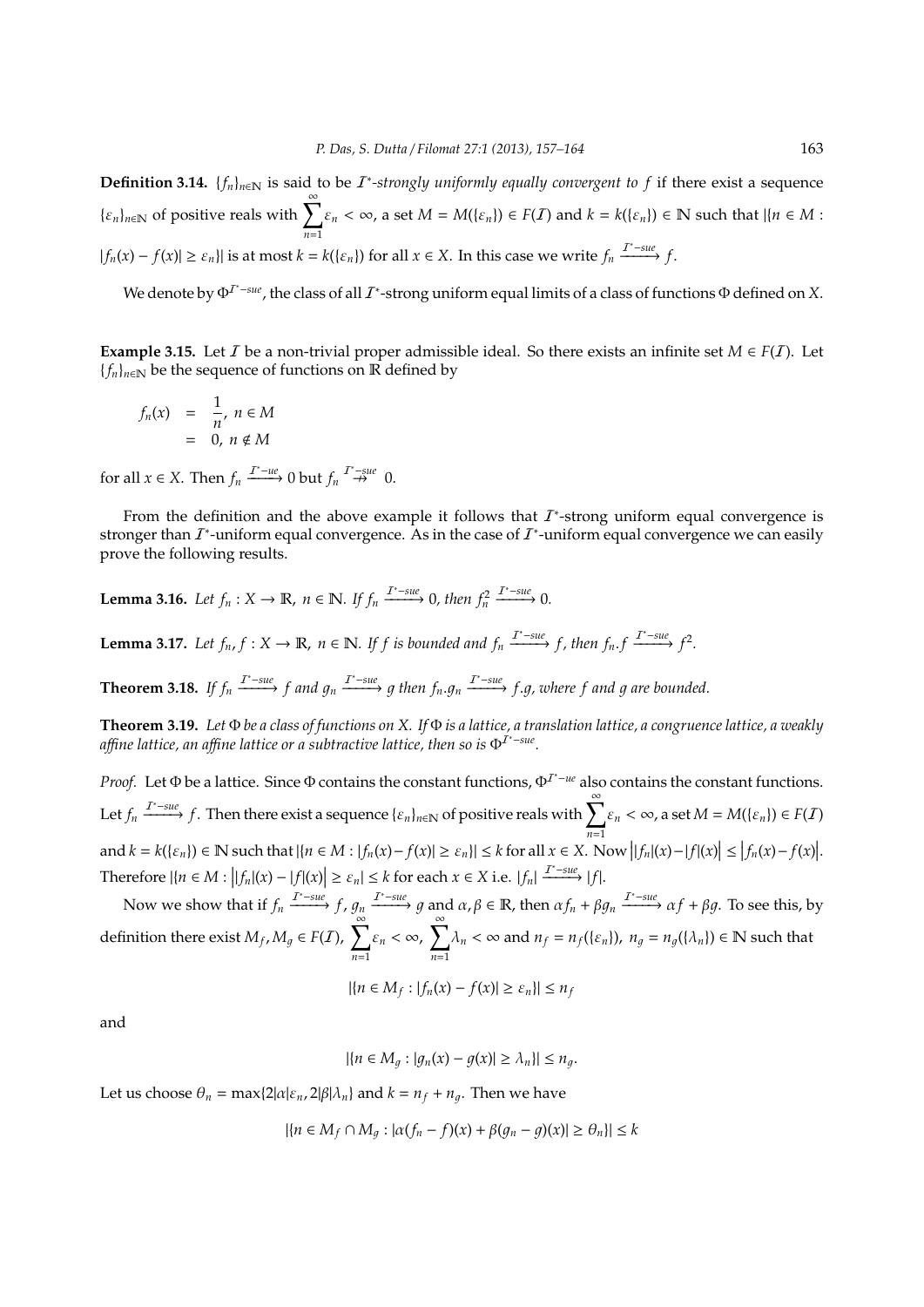**Definition 3.14.** $\{f_n\}_{n\in\mathbb{N}}$ is said to be *$\mathcal{I}^*$-strongly uniformly equally convergent to $f$* if there exist a sequence $\{\varepsilon_n\}_{n\in\mathbb{N}}$ of positive reals with $\sum_{n=1}^{\infty} \varepsilon_n < \infty$, a set $M = M(\{\varepsilon_n\}) \in F(\mathcal{I})$ and $k = k(\{\varepsilon_n\}) \in \mathbb{N}$ such that $|\{n \in M : |f_n(x) - f(x)| \geq \varepsilon_n\}|$ is at most $k = k(\{\varepsilon_n\})$ for all $x \in X$. In this case we write $f_n \xrightarrow{\mathcal{I}^*-sue} f$.

We denote by $\Phi^{\mathcal{I}^*-sue}$, the class of all $\mathcal{I}^*$-strong uniform equal limits of a class of functions $\Phi$ defined on $X$.

**Example 3.15.** Let $\mathcal{I}$ be a non-trivial proper admissible ideal. So there exists an infinite set $M \in F(\mathcal{I})$. Let $\{f_n\}_{n\in\mathbb{N}}$ be the sequence of functions on $\mathbb{R}$ defined by

$$
\begin{aligned}
f_n(x) &= \frac{1}{n},\ n \in M \\
&= 0,\ n \notin M
\end{aligned}
$$

for all $x \in X$. Then $f_n \xrightarrow{\mathcal{I}^*-ue} 0$ but $f_n \overset{\mathcal{I}^*-sue}{\nrightarrow} 0$.

From the definition and the above example it follows that $\mathcal{I}^*$-strong uniform equal convergence is stronger than $\mathcal{I}^*$-uniform equal convergence. As in the case of $\mathcal{I}^*$-uniform equal convergence we can easily prove the following results.

**Lemma 3.16.** *Let $f_n : X \to \mathbb{R}$, $n \in \mathbb{N}$. If $f_n \xrightarrow{\mathcal{I}^*-sue} 0$, then $f_n^2 \xrightarrow{\mathcal{I}^*-sue} 0$.*

**Lemma 3.17.** *Let $f_n, f : X \to \mathbb{R}$, $n \in \mathbb{N}$. If $f$ is bounded and $f_n \xrightarrow{\mathcal{I}^*-sue} f$, then $f_n.f \xrightarrow{\mathcal{I}^*-sue} f^2$.*

**Theorem 3.18.** *If $f_n \xrightarrow{\mathcal{I}^*-sue} f$ and $g_n \xrightarrow{\mathcal{I}^*-sue} g$ then $f_n.g_n \xrightarrow{\mathcal{I}^*-sue} f.g$, where $f$ and $g$ are bounded.*

**Theorem 3.19.** *Let $\Phi$ be a class of functions on $X$. If $\Phi$ is a lattice, a translation lattice, a congruence lattice, a weakly affine lattice, an affine lattice or a subtractive lattice, then so is $\Phi^{\mathcal{I}^*-sue}$.*

*Proof.* Let $\Phi$ be a lattice. Since $\Phi$ contains the constant functions, $\Phi^{\mathcal{I}^*-ue}$ also contains the constant functions. Let $f_n \xrightarrow{\mathcal{I}^*-sue} f$. Then there exist a sequence $\{\varepsilon_n\}_{n\in\mathbb{N}}$ of positive reals with $\sum_{n=1}^{\infty} \varepsilon_n < \infty$, a set $M = M(\{\varepsilon_n\}) \in F(\mathcal{I})$ and $k = k(\{\varepsilon_n\}) \in \mathbb{N}$ such that $|\{n \in M : |f_n(x) - f(x)| \geq \varepsilon_n\}| \leq k$ for all $x \in X$. Now $\big||f_n|(x) - |f|(x)\big| \leq \big|f_n(x) - f(x)\big|$. Therefore $|\{n \in M : \big||f_n|(x) - |f|(x)\big| \geq \varepsilon_n\}| \leq k$ for each $x \in X$ i.e. $|f_n| \xrightarrow{\mathcal{I}^*-sue} |f|$.

Now we show that if $f_n \xrightarrow{\mathcal{I}^*-sue} f$, $g_n \xrightarrow{\mathcal{I}^*-sue} g$ and $\alpha, \beta \in \mathbb{R}$, then $\alpha f_n + \beta g_n \xrightarrow{\mathcal{I}^*-sue} \alpha f + \beta g$. To see this, by definition there exist $M_f, M_g \in F(\mathcal{I})$, $\sum_{n=1}^{\infty} \varepsilon_n < \infty$, $\sum_{n=1}^{\infty} \lambda_n < \infty$ and $n_f = n_f(\{\varepsilon_n\})$, $n_g = n_g(\{\lambda_n\}) \in \mathbb{N}$ such that

$$
|\{n \in M_f : |f_n(x) - f(x)| \geq \varepsilon_n\}| \leq n_f
$$

and

$$
|\{n \in M_g : |g_n(x) - g(x)| \geq \lambda_n\}| \leq n_g.
$$

Let us choose $\theta_n = \max\{2|\alpha|\varepsilon_n, 2|\beta|\lambda_n\}$ and $k = n_f + n_g$. Then we have

$$
|\{n \in M_f \cap M_g : |\alpha(f_n - f)(x) + \beta(g_n - g)(x)| \geq \theta_n\}| \leq k
$$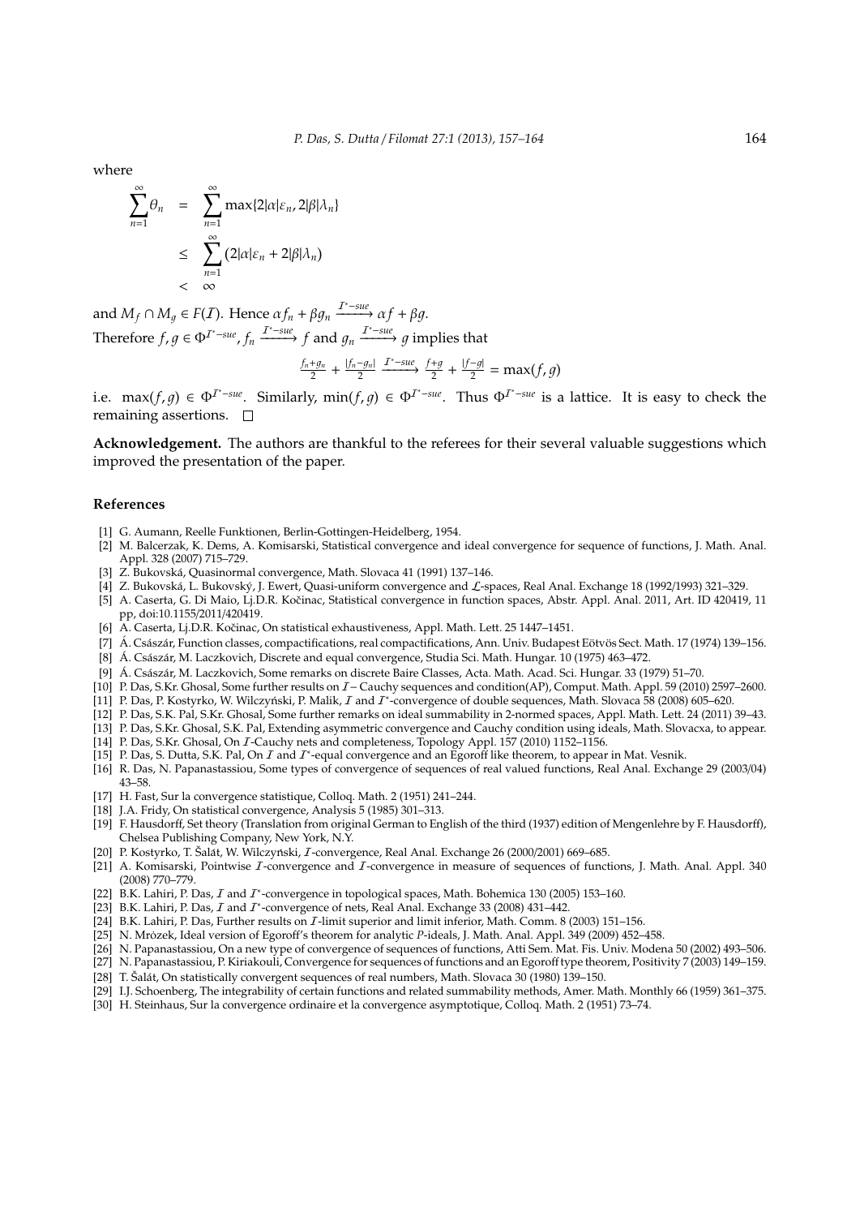where

$$\sum_{n=1}^{\infty} \theta_n = \sum_{n=1}^{\infty} \max\{2|\alpha|\varepsilon_n, 2|\beta|\lambda_n\} \leq \sum_{n=1}^{\infty} (2|\alpha|\varepsilon_n + 2|\beta|\lambda_n) < \infty$$

and $M_f \cap M_g \in F(\mathcal{I})$. Hence $\alpha f_n + \beta g_n \xrightarrow{\mathcal{I}^*-sue} \alpha f + \beta g$.

Therefore $f, g \in \Phi^{\mathcal{I}^*-sue}$, $f_n \xrightarrow{\mathcal{I}^*-sue} f$ and $g_n \xrightarrow{\mathcal{I}^*-sue} g$ implies that

$$\frac{f_n+g_n}{2} + \frac{|f_n-g_n|}{2} \xrightarrow{\mathcal{I}^*-sue} \frac{f+g}{2} + \frac{|f-g|}{2} = \max(f, g)$$

i.e. $\max(f, g) \in \Phi^{\mathcal{I}^*-sue}$. Similarly, $\min(f, g) \in \Phi^{\mathcal{I}^*-sue}$. Thus $\Phi^{\mathcal{I}^*-sue}$ is a lattice. It is easy to check the remaining assertions. □

**Acknowledgement.** The authors are thankful to the referees for their several valuable suggestions which improved the presentation of the paper.

## References

[1] G. Aumann, Reelle Funktionen, Berlin-Gottingen-Heidelberg, 1954.

[2] M. Balcerzak, K. Dems, A. Komisarski, Statistical convergence and ideal convergence for sequence of functions, J. Math. Anal. Appl. 328 (2007) 715–729.

[3] Z. Bukovská, Quasinormal convergence, Math. Slovaca 41 (1991) 137–146.

[4] Z. Bukovská, L. Bukovský, J. Ewert, Quasi-uniform convergence and $\mathcal{L}$-spaces, Real Anal. Exchange 18 (1992/1993) 321–329.

[5] A. Caserta, G. Di Maio, Lj.D.R. Kočinac, Statistical convergence in function spaces, Abstr. Appl. Anal. 2011, Art. ID 420419, 11 pp, doi:10.1155/2011/420419.

[6] A. Caserta, Lj.D.R. Kočinac, On statistical exhaustiveness, Appl. Math. Lett. 25 1447–1451.

[7] Á. Császár, Function classes, compactifications, real compactifications, Ann. Univ. Budapest Eötvös Sect. Math. 17 (1974) 139–156.

[8] Á. Császár, M. Laczkovich, Discrete and equal convergence, Studia Sci. Math. Hungar. 10 (1975) 463–472.

[9] Á. Császár, M. Laczkovich, Some remarks on discrete Baire Classes, Acta. Math. Acad. Sci. Hungar. 33 (1979) 51–70.

[10] P. Das, S.Kr. Ghosal, Some further results on $\mathcal{I}-$ Cauchy sequences and condition(AP), Comput. Math. Appl. 59 (2010) 2597–2600.

[11] P. Das, P. Kostyrko, W. Wilczyński, P. Malik, $\mathcal{I}$ and $\mathcal{I}^*$-convergence of double sequences, Math. Slovaca 58 (2008) 605–620.

[12] P. Das, S.K. Pal, S.Kr. Ghosal, Some further remarks on ideal summability in 2-normed spaces, Appl. Math. Lett. 24 (2011) 39–43.

[13] P. Das, S.Kr. Ghosal, S.K. Pal, Extending asymmetric convergence and Cauchy condition using ideals, Math. Slovacxa, to appear.

[14] P. Das, S.Kr. Ghosal, On $\mathcal{I}$-Cauchy nets and completeness, Topology Appl. 157 (2010) 1152–1156.

[15] P. Das, S. Dutta, S.K. Pal, On $\mathcal{I}$ and $\mathcal{I}^*$-equal convergence and an Egoroff like theorem, to appear in Mat. Vesnik.

[16] R. Das, N. Papanastassiou, Some types of convergence of sequences of real valued functions, Real Anal. Exchange 29 (2003/04) 43–58.

[17] H. Fast, Sur la convergence statistique, Colloq. Math. 2 (1951) 241–244.

[18] J.A. Fridy, On statistical convergence, Analysis 5 (1985) 301–313.

[19] F. Hausdorff, Set theory (Translation from original German to English of the third (1937) edition of Mengenlehre by F. Hausdorff), Chelsea Publishing Company, New York, N.Y.

[20] P. Kostyrko, T. Šalát, W. Wilczyński, $\mathcal{I}$-convergence, Real Anal. Exchange 26 (2000/2001) 669–685.

[21] A. Komisarski, Pointwise $\mathcal{I}$-convergence and $\mathcal{I}$-convergence in measure of sequences of functions, J. Math. Anal. Appl. 340 (2008) 770–779.

[22] B.K. Lahiri, P. Das, $\mathcal{I}$ and $\mathcal{I}^*$-convergence in topological spaces, Math. Bohemica 130 (2005) 153–160.

[23] B.K. Lahiri, P. Das, $\mathcal{I}$ and $\mathcal{I}^*$-convergence of nets, Real Anal. Exchange 33 (2008) 431–442.

[24] B.K. Lahiri, P. Das, Further results on $\mathcal{I}$-limit superior and limit inferior, Math. Comm. 8 (2003) 151–156.

[25] N. Mrözek, Ideal version of Egoroff's theorem for analytic $P$-ideals, J. Math. Anal. Appl. 349 (2009) 452–458.

[26] N. Papanastassiou, On a new type of convergence of sequences of functions, Atti Sem. Mat. Fis. Univ. Modena 50 (2002) 493–506.

[27] N. Papanastassiou, P. Kiriakouli, Convergence for sequences of functions and an Egoroff type theorem, Positivity 7 (2003) 149–159.

[28] T. Šalát, On statistically convergent sequences of real numbers, Math. Slovaca 30 (1980) 139–150.

[29] I.J. Schoenberg, The integrability of certain functions and related summability methods, Amer. Math. Monthly 66 (1959) 361–375.

[30] H. Steinhaus, Sur la convergence ordinaire et la convergence asymptotique, Colloq. Math. 2 (1951) 73–74.